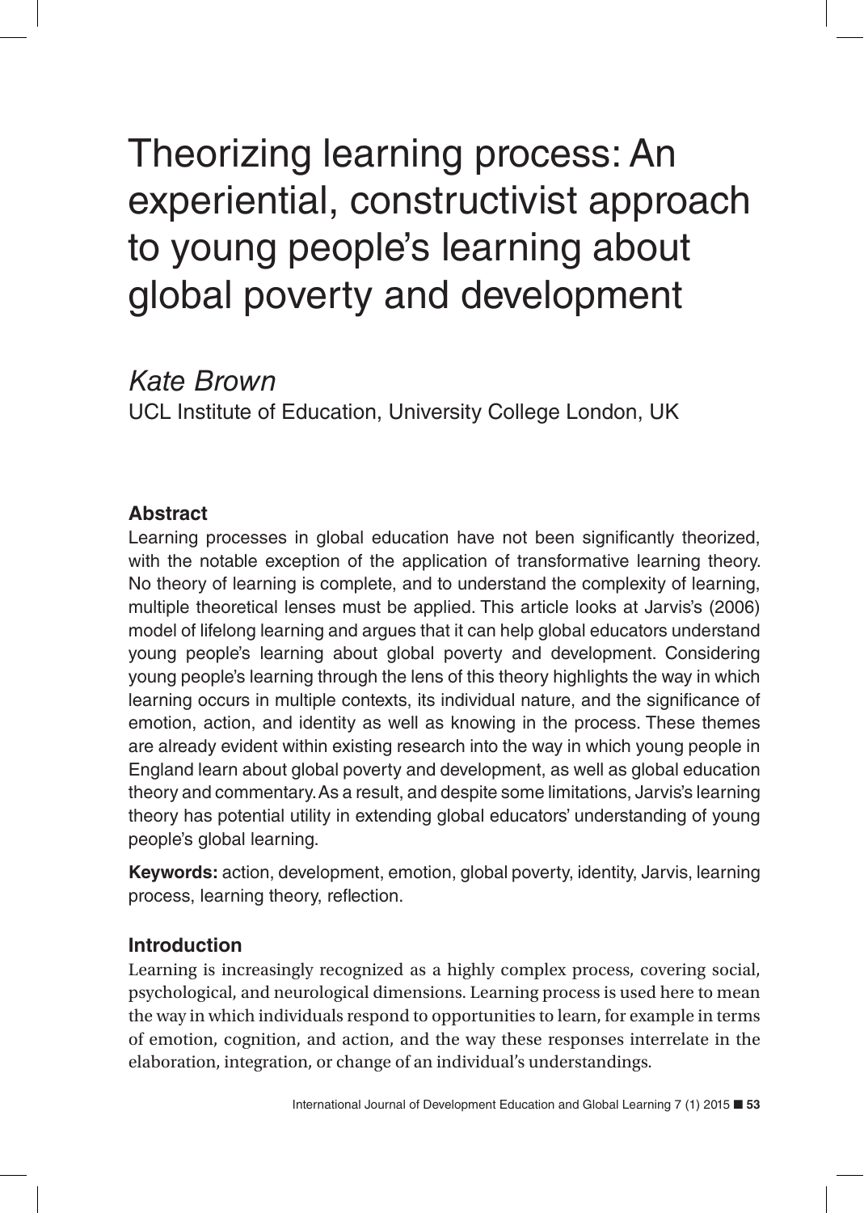# Theorizing learning process: An experiential, constructivist approach to young people's learning about global poverty and development

*Kate Brown*

UCL Institute of Education, University College London, UK

## Abstract

Learning processes in global education have not been significantly theorized, with the notable exception of the application of transformative learning theory. No theory of learning is complete, and to understand the complexity of learning, multiple theoretical lenses must be applied. This article looks at Jarvis's (2006) model of lifelong learning and argues that it can help global educators understand young people's learning about global poverty and development. Considering young people's learning through the lens of this theory highlights the way in which learning occurs in multiple contexts, its individual nature, and the significance of emotion, action, and identity as well as knowing in the process. These themes are already evident within existing research into the way in which young people in England learn about global poverty and development, as well as global education theory and commentary. As a result, and despite some limitations, Jarvis's learning theory has potential utility in extending global educators' understanding of young people's global learning.

**Keywords:** action, development, emotion, global poverty, identity, Jarvis, learning process, learning theory, reflection.

## Introduction

Learning is increasingly recognized as a highly complex process, covering social, psychological, and neurological dimensions. Learning process is used here to mean the way in which individuals respond to opportunities to learn, for example in terms of emotion, cognition, and action, and the way these responses interrelate in the elaboration, integration, or change of an individual's understandings.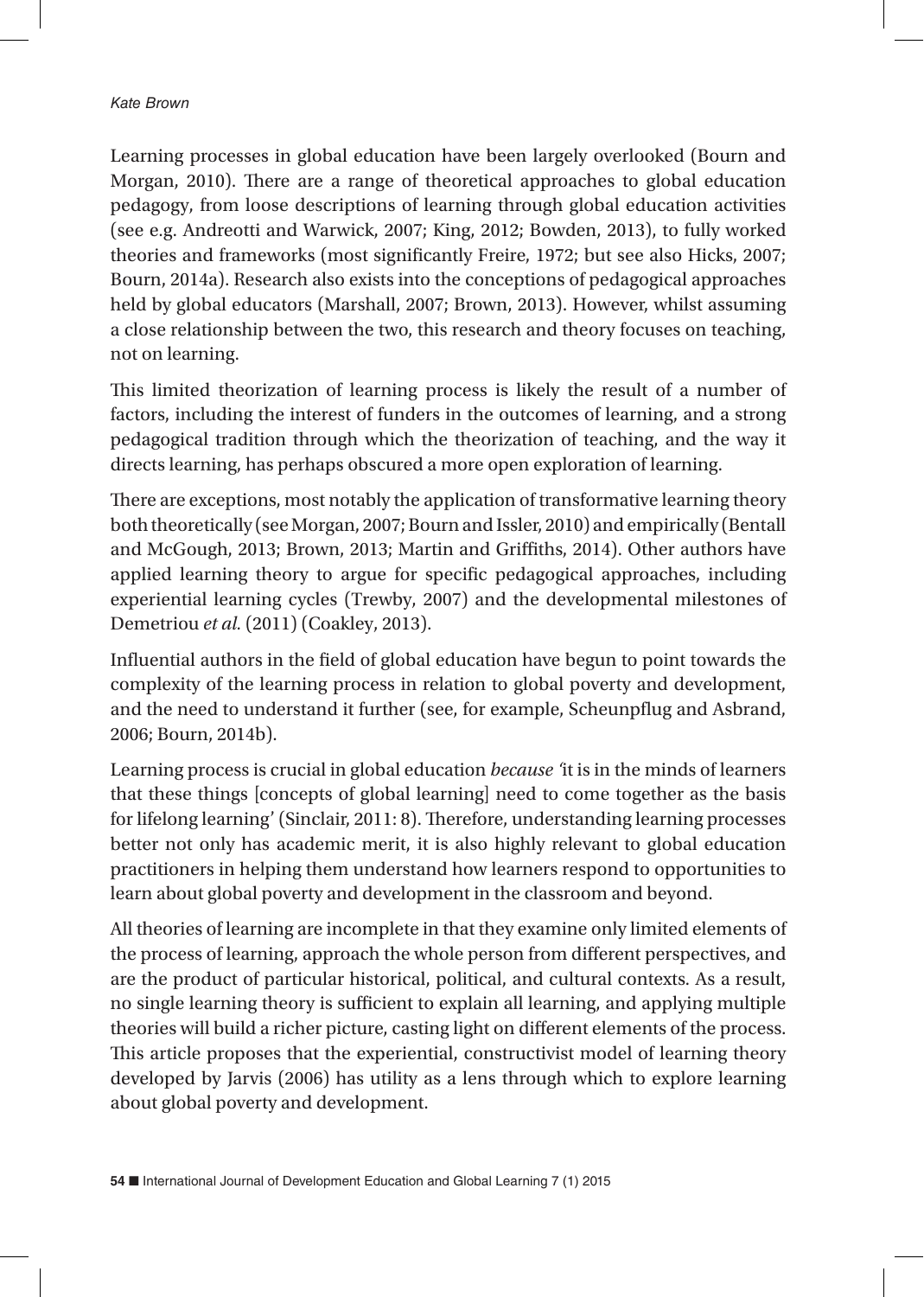Learning processes in global education have been largely overlooked (Bourn and Morgan, 2010). There are a range of theoretical approaches to global education pedagogy, from loose descriptions of learning through global education activities (see e.g. Andreotti and Warwick, 2007; King, 2012; Bowden, 2013), to fully worked theories and frameworks (most significantly Freire, 1972; but see also Hicks, 2007; Bourn, 2014a). Research also exists into the conceptions of pedagogical approaches held by global educators (Marshall, 2007; Brown, 2013). However, whilst assuming a close relationship between the two, this research and theory focuses on teaching, not on learning.

This limited theorization of learning process is likely the result of a number of factors, including the interest of funders in the outcomes of learning, and a strong pedagogical tradition through which the theorization of teaching, and the way it directs learning, has perhaps obscured a more open exploration of learning.

There are exceptions, most notably the application of transformative learning theory both theoretically (see Morgan, 2007; Bourn and Issler, 2010) and empirically (Bentall and McGough, 2013; Brown, 2013; Martin and Griffiths, 2014). Other authors have applied learning theory to argue for specific pedagogical approaches, including experiential learning cycles (Trewby, 2007) and the developmental milestones of Demetriou *et al.* (2011) (Coakley, 2013).

Influential authors in the field of global education have begun to point towards the complexity of the learning process in relation to global poverty and development, and the need to understand it further (see, for example, Scheunpflug and Asbrand, 2006; Bourn, 2014b).

Learning process is crucial in global education *because* 'it is in the minds of learners that these things [concepts of global learning] need to come together as the basis for lifelong learning' (Sinclair, 2011: 8). Therefore, understanding learning processes better not only has academic merit, it is also highly relevant to global education practitioners in helping them understand how learners respond to opportunities to learn about global poverty and development in the classroom and beyond.

All theories of learning are incomplete in that they examine only limited elements of the process of learning, approach the whole person from different perspectives, and are the product of particular historical, political, and cultural contexts. As a result, no single learning theory is sufficient to explain all learning, and applying multiple theories will build a richer picture, casting light on different elements of the process. This article proposes that the experiential, constructivist model of learning theory developed by Jarvis (2006) has utility as a lens through which to explore learning about global poverty and development.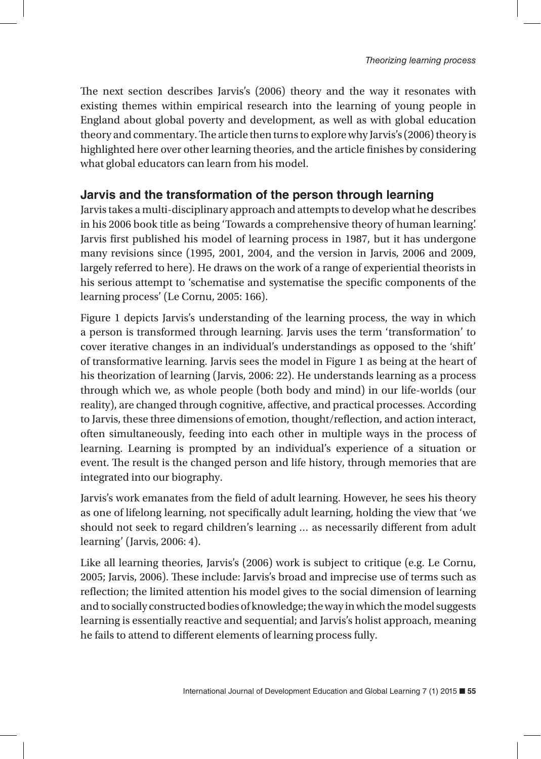The next section describes Jarvis's (2006) theory and the way it resonates with existing themes within empirical research into the learning of young people in England about global poverty and development, as well as with global education theory and commentary. The article then turns to explore why Jarvis's (2006) theory is highlighted here over other learning theories, and the article finishes by considering what global educators can learn from his model.

## Jarvis and the transformation of the person through learning

Jarvis takes a multi-disciplinary approach and attempts to develop what he describes in his 2006 book title as being 'Towards a comprehensive theory of human learning'. Jarvis first published his model of learning process in 1987, but it has undergone many revisions since (1995, 2001, 2004, and the version in Jarvis, 2006 and 2009, largely referred to here). He draws on the work of a range of experiential theorists in his serious attempt to 'schematise and systematise the specific components of the learning process' (Le Cornu, 2005: 166).

Figure 1 depicts Jarvis's understanding of the learning process, the way in which a person is transformed through learning. Jarvis uses the term 'transformation' to cover iterative changes in an individual's understandings as opposed to the 'shift' of transformative learning. Jarvis sees the model in Figure 1 as being at the heart of his theorization of learning (Jarvis, 2006: 22). He understands learning as a process through which we, as whole people (both body and mind) in our life-worlds (our reality), are changed through cognitive, affective, and practical processes. According to Jarvis, these three dimensions of emotion, thought/reflection, and action interact, often simultaneously, feeding into each other in multiple ways in the process of learning. Learning is prompted by an individual's experience of a situation or event. The result is the changed person and life history, through memories that are integrated into our biography.

Jarvis's work emanates from the field of adult learning. However, he sees his theory as one of lifelong learning, not specifically adult learning, holding the view that 'we should not seek to regard children's learning … as necessarily different from adult learning' (Jarvis, 2006: 4).

Like all learning theories, Jarvis's (2006) work is subject to critique (e.g. Le Cornu, 2005; Jarvis, 2006). These include: Jarvis's broad and imprecise use of terms such as reflection; the limited attention his model gives to the social dimension of learning and to socially constructed bodies of knowledge; the way in which the model suggests learning is essentially reactive and sequential; and Jarvis's holist approach, meaning he fails to attend to different elements of learning process fully.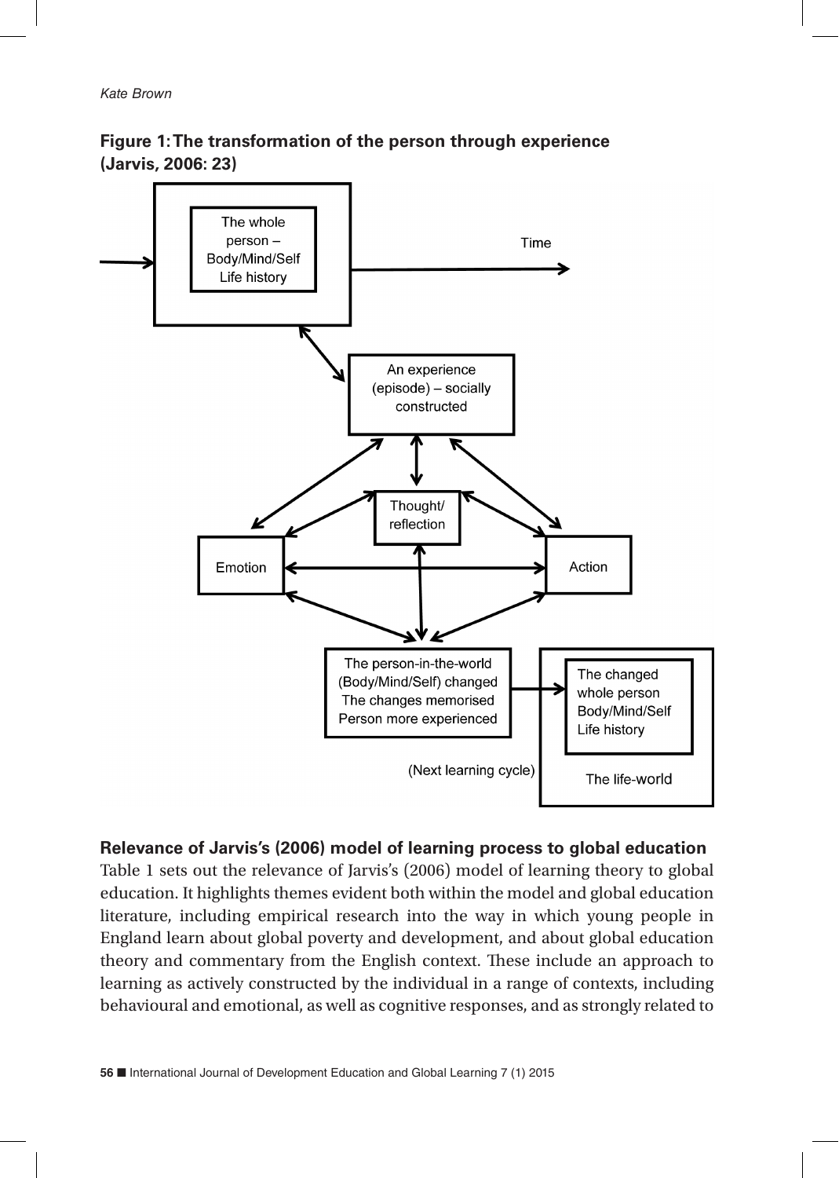**Figure 1: The transformation of the person through experience (Jarvis, 2006: 23)**

### Relevance of Jarvis's (2006) model of learning process to global education

Table 1 sets out the relevance of Jarvis's (2006) model of learning theory to global education. It highlights themes evident both within the model and global education literature, including empirical research into the way in which young people in England learn about global poverty and development, and about global education theory and commentary from the English context. These include an approach to learning as actively constructed by the individual in a range of contexts, including behavioural and emotional, as well as cognitive responses, and as strongly related to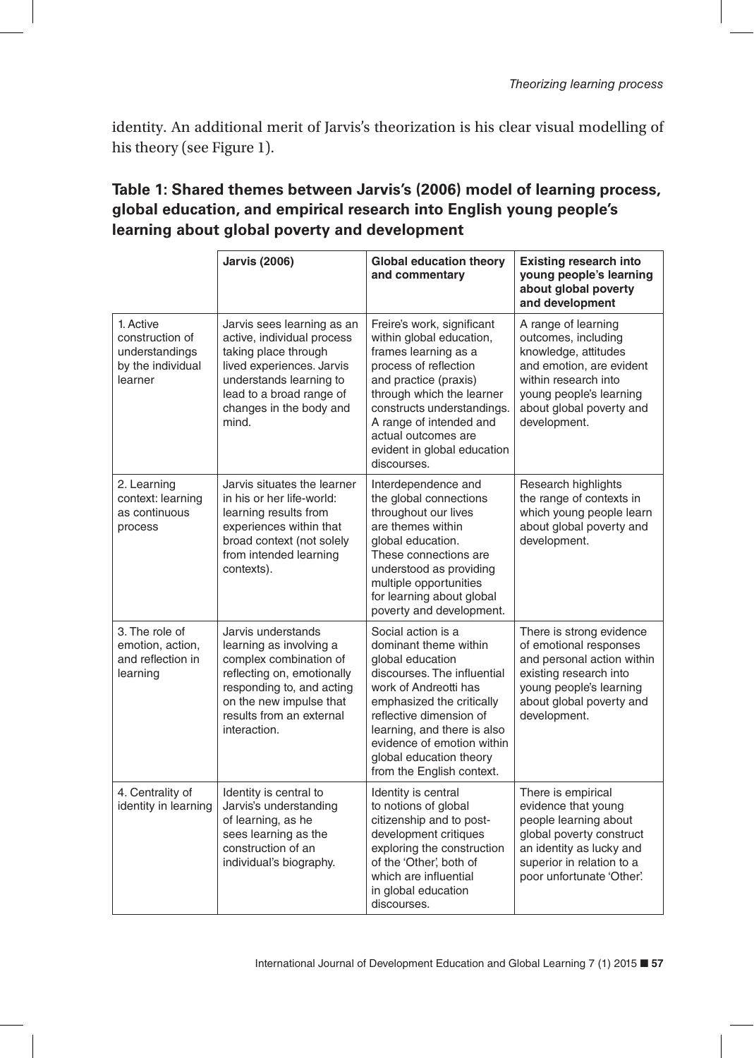identity. An additional merit of Jarvis's theorization is his clear visual modelling of his theory (see Figure 1).

**Table 1: Shared themes between Jarvis's (2006) model of learning process, global education, and empirical research into English young people's learning about global poverty and development**

| | Jarvis (2006) | Global education theory and commentary | Existing research into young people's learning about global poverty and development |
|---|---|---|---|
| 1. Active construction of understandings by the individual learner | Jarvis sees learning as an active, individual process taking place through lived experiences. Jarvis understands learning to lead to a broad range of changes in the body and mind. | Freire's work, significant within global education, frames learning as a process of reflection and practice (praxis) through which the learner constructs understandings. A range of intended and actual outcomes are evident in global education discourses. | A range of learning outcomes, including knowledge, attitudes and emotion, are evident within research into young people's learning about global poverty and development. |
| 2. Learning context: learning as continuous process | Jarvis situates the learner in his or her life-world: learning results from experiences within that broad context (not solely from intended learning contexts). | Interdependence and the global connections throughout our lives are themes within global education. These connections are understood as providing multiple opportunities for learning about global poverty and development. | Research highlights the range of contexts in which young people learn about global poverty and development. |
| 3. The role of emotion, action, and reflection in learning | Jarvis understands learning as involving a complex combination of reflecting on, emotionally responding to, and acting on the new impulse that results from an external interaction. | Social action is a dominant theme within global education discourses. The influential work of Andreotti has emphasized the critically reflective dimension of learning, and there is also evidence of emotion within global education theory from the English context. | There is strong evidence of emotional responses and personal action within existing research into young people's learning about global poverty and development. |
| 4. Centrality of identity in learning | Identity is central to Jarvis's understanding of learning, as he sees learning as the construction of an individual's biography. | Identity is central to notions of global citizenship and to post-development critiques exploring the construction of the 'Other', both of which are influential in global education discourses. | There is empirical evidence that young people learning about global poverty construct an identity as lucky and superior in relation to a poor unfortunate 'Other'. |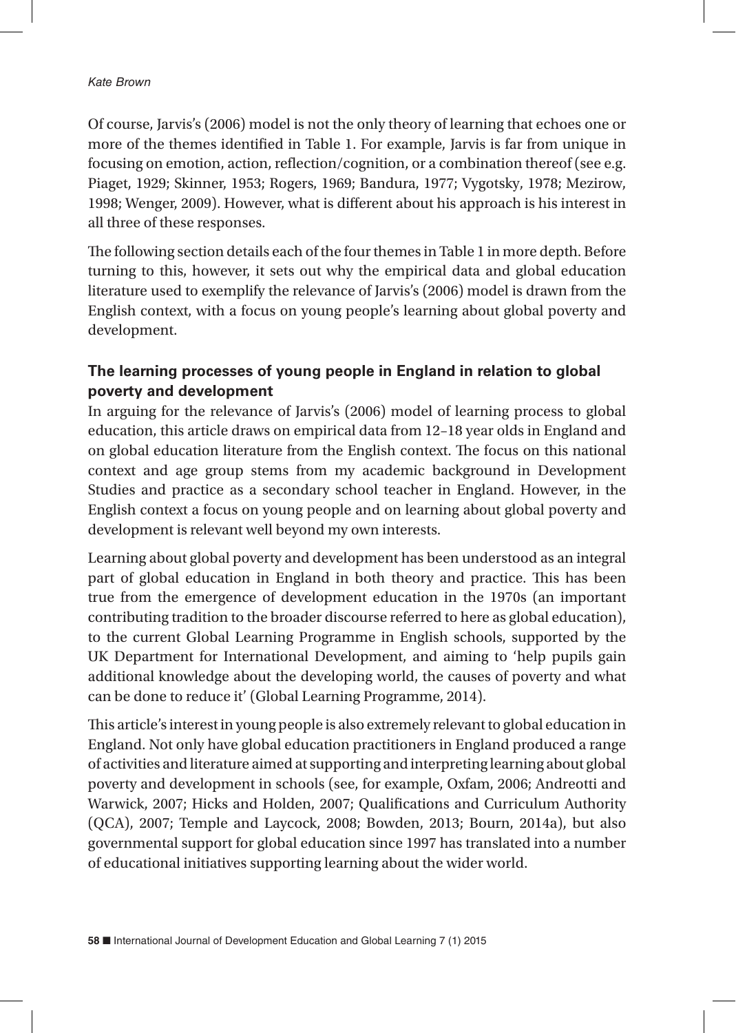Of course, Jarvis's (2006) model is not the only theory of learning that echoes one or more of the themes identified in Table 1. For example, Jarvis is far from unique in focusing on emotion, action, reflection/cognition, or a combination thereof (see e.g. Piaget, 1929; Skinner, 1953; Rogers, 1969; Bandura, 1977; Vygotsky, 1978; Mezirow, 1998; Wenger, 2009). However, what is different about his approach is his interest in all three of these responses.

The following section details each of the four themes in Table 1 in more depth. Before turning to this, however, it sets out why the empirical data and global education literature used to exemplify the relevance of Jarvis's (2006) model is drawn from the English context, with a focus on young people's learning about global poverty and development.

### The learning processes of young people in England in relation to global poverty and development

In arguing for the relevance of Jarvis's (2006) model of learning process to global education, this article draws on empirical data from 12–18 year olds in England and on global education literature from the English context. The focus on this national context and age group stems from my academic background in Development Studies and practice as a secondary school teacher in England. However, in the English context a focus on young people and on learning about global poverty and development is relevant well beyond my own interests.

Learning about global poverty and development has been understood as an integral part of global education in England in both theory and practice. This has been true from the emergence of development education in the 1970s (an important contributing tradition to the broader discourse referred to here as global education), to the current Global Learning Programme in English schools, supported by the UK Department for International Development, and aiming to 'help pupils gain additional knowledge about the developing world, the causes of poverty and what can be done to reduce it' (Global Learning Programme, 2014).

This article's interest in young people is also extremely relevant to global education in England. Not only have global education practitioners in England produced a range of activities and literature aimed at supporting and interpreting learning about global poverty and development in schools (see, for example, Oxfam, 2006; Andreotti and Warwick, 2007; Hicks and Holden, 2007; Qualifications and Curriculum Authority (QCA), 2007; Temple and Laycock, 2008; Bowden, 2013; Bourn, 2014a), but also governmental support for global education since 1997 has translated into a number of educational initiatives supporting learning about the wider world.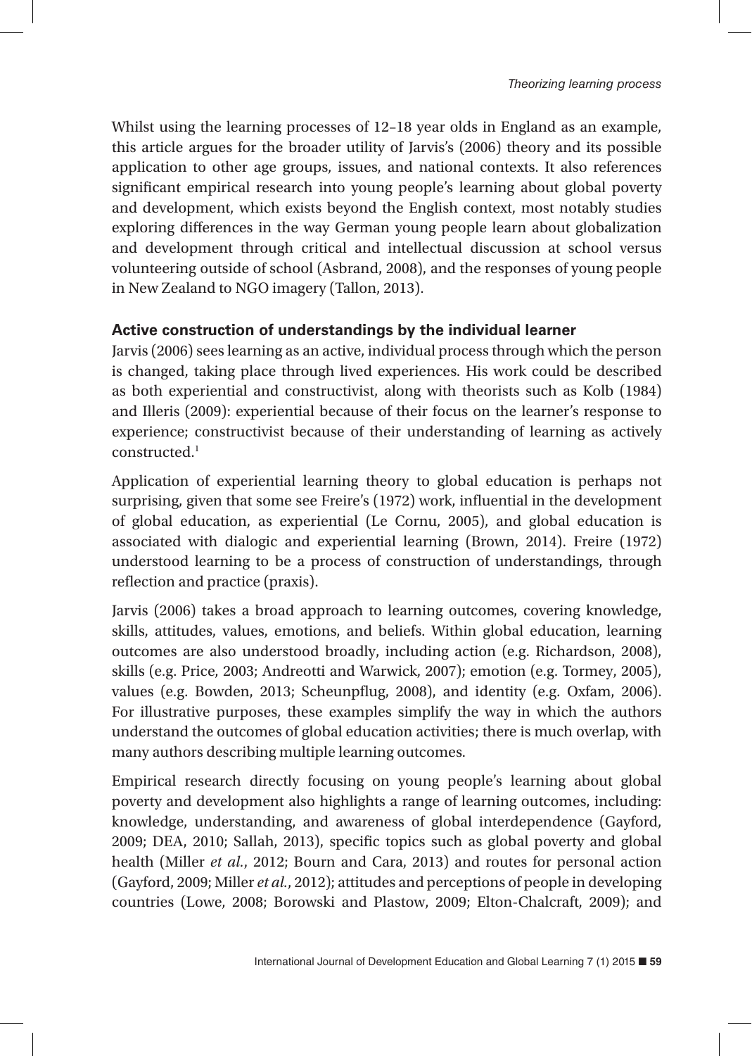Whilst using the learning processes of 12–18 year olds in England as an example, this article argues for the broader utility of Jarvis's (2006) theory and its possible application to other age groups, issues, and national contexts. It also references significant empirical research into young people's learning about global poverty and development, which exists beyond the English context, most notably studies exploring differences in the way German young people learn about globalization and development through critical and intellectual discussion at school versus volunteering outside of school (Asbrand, 2008), and the responses of young people in New Zealand to NGO imagery (Tallon, 2013).

### Active construction of understandings by the individual learner

Jarvis (2006) sees learning as an active, individual process through which the person is changed, taking place through lived experiences. His work could be described as both experiential and constructivist, along with theorists such as Kolb (1984) and Illeris (2009): experiential because of their focus on the learner's response to experience; constructivist because of their understanding of learning as actively constructed.[1]

Application of experiential learning theory to global education is perhaps not surprising, given that some see Freire's (1972) work, influential in the development of global education, as experiential (Le Cornu, 2005), and global education is associated with dialogic and experiential learning (Brown, 2014). Freire (1972) understood learning to be a process of construction of understandings, through reflection and practice (praxis).

Jarvis (2006) takes a broad approach to learning outcomes, covering knowledge, skills, attitudes, values, emotions, and beliefs. Within global education, learning outcomes are also understood broadly, including action (e.g. Richardson, 2008), skills (e.g. Price, 2003; Andreotti and Warwick, 2007); emotion (e.g. Tormey, 2005), values (e.g. Bowden, 2013; Scheunpflug, 2008), and identity (e.g. Oxfam, 2006). For illustrative purposes, these examples simplify the way in which the authors understand the outcomes of global education activities; there is much overlap, with many authors describing multiple learning outcomes.

Empirical research directly focusing on young people's learning about global poverty and development also highlights a range of learning outcomes, including: knowledge, understanding, and awareness of global interdependence (Gayford, 2009; DEA, 2010; Sallah, 2013), specific topics such as global poverty and global health (Miller *et al.*, 2012; Bourn and Cara, 2013) and routes for personal action (Gayford, 2009; Miller *et al.*, 2012); attitudes and perceptions of people in developing countries (Lowe, 2008; Borowski and Plastow, 2009; Elton-Chalcraft, 2009); and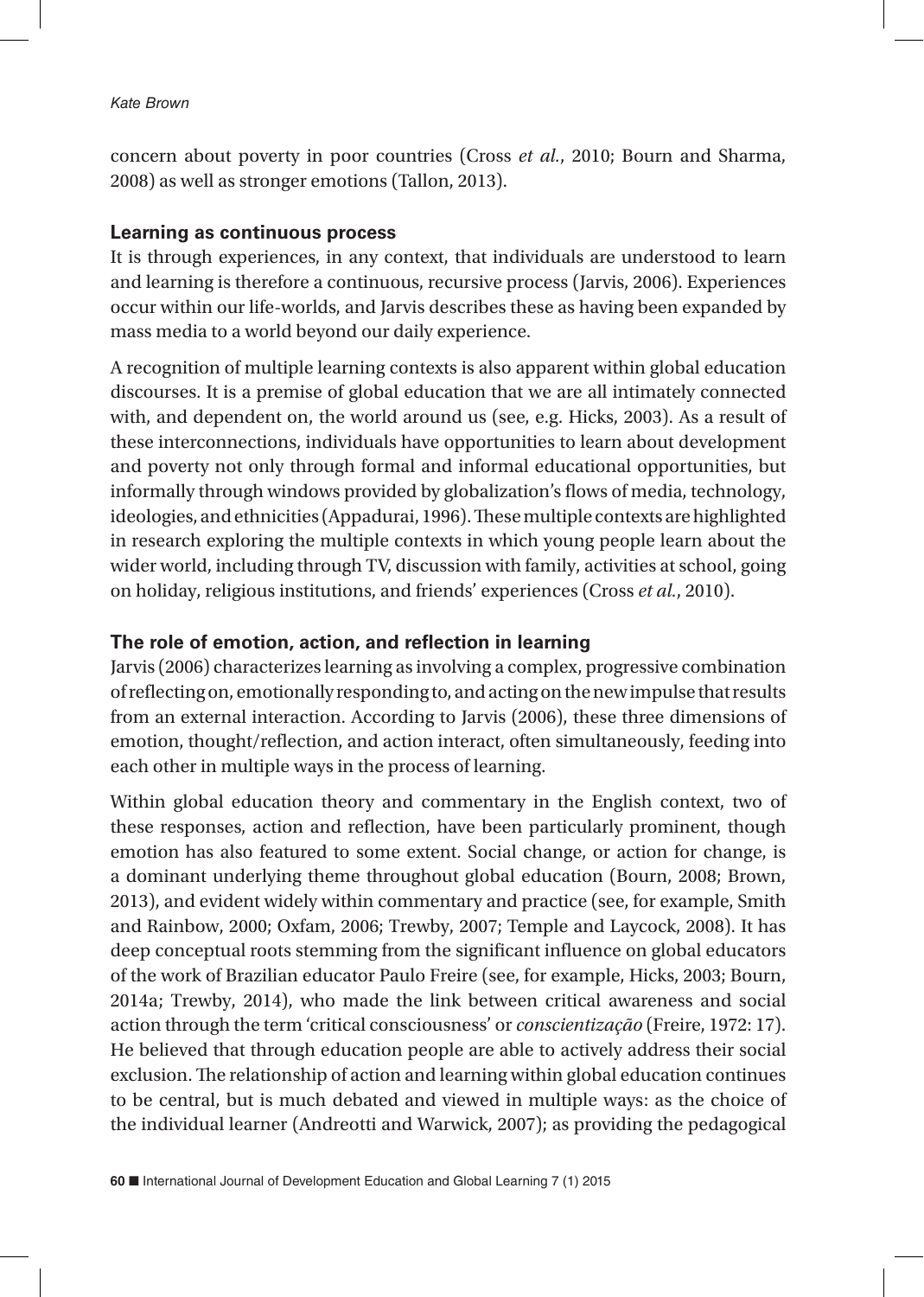concern about poverty in poor countries (Cross *et al.*, 2010; Bourn and Sharma, 2008) as well as stronger emotions (Tallon, 2013).

### Learning as continuous process

It is through experiences, in any context, that individuals are understood to learn and learning is therefore a continuous, recursive process (Jarvis, 2006). Experiences occur within our life-worlds, and Jarvis describes these as having been expanded by mass media to a world beyond our daily experience.

A recognition of multiple learning contexts is also apparent within global education discourses. It is a premise of global education that we are all intimately connected with, and dependent on, the world around us (see, e.g. Hicks, 2003). As a result of these interconnections, individuals have opportunities to learn about development and poverty not only through formal and informal educational opportunities, but informally through windows provided by globalization's flows of media, technology, ideologies, and ethnicities (Appadurai, 1996). These multiple contexts are highlighted in research exploring the multiple contexts in which young people learn about the wider world, including through TV, discussion with family, activities at school, going on holiday, religious institutions, and friends' experiences (Cross *et al.*, 2010).

### The role of emotion, action, and reflection in learning

Jarvis (2006) characterizes learning as involving a complex, progressive combination of reflecting on, emotionally responding to, and acting on the new impulse that results from an external interaction. According to Jarvis (2006), these three dimensions of emotion, thought/reflection, and action interact, often simultaneously, feeding into each other in multiple ways in the process of learning.

Within global education theory and commentary in the English context, two of these responses, action and reflection, have been particularly prominent, though emotion has also featured to some extent. Social change, or action for change, is a dominant underlying theme throughout global education (Bourn, 2008; Brown, 2013), and evident widely within commentary and practice (see, for example, Smith and Rainbow, 2000; Oxfam, 2006; Trewby, 2007; Temple and Laycock, 2008). It has deep conceptual roots stemming from the significant influence on global educators of the work of Brazilian educator Paulo Freire (see, for example, Hicks, 2003; Bourn, 2014a; Trewby, 2014), who made the link between critical awareness and social action through the term 'critical consciousness' or *conscientização* (Freire, 1972: 17). He believed that through education people are able to actively address their social exclusion. The relationship of action and learning within global education continues to be central, but is much debated and viewed in multiple ways: as the choice of the individual learner (Andreotti and Warwick, 2007); as providing the pedagogical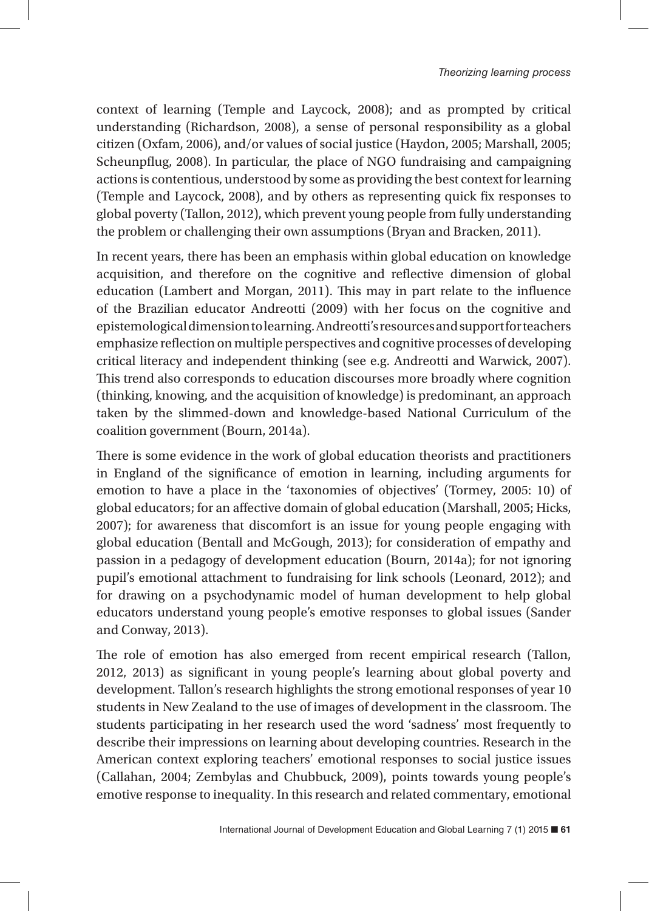context of learning (Temple and Laycock, 2008); and as prompted by critical understanding (Richardson, 2008), a sense of personal responsibility as a global citizen (Oxfam, 2006), and/or values of social justice (Haydon, 2005; Marshall, 2005; Scheunpflug, 2008). In particular, the place of NGO fundraising and campaigning actions is contentious, understood by some as providing the best context for learning (Temple and Laycock, 2008), and by others as representing quick fix responses to global poverty (Tallon, 2012), which prevent young people from fully understanding the problem or challenging their own assumptions (Bryan and Bracken, 2011).

In recent years, there has been an emphasis within global education on knowledge acquisition, and therefore on the cognitive and reflective dimension of global education (Lambert and Morgan, 2011). This may in part relate to the influence of the Brazilian educator Andreotti (2009) with her focus on the cognitive and epistemological dimension to learning. Andreotti's resources and support for teachers emphasize reflection on multiple perspectives and cognitive processes of developing critical literacy and independent thinking (see e.g. Andreotti and Warwick, 2007). This trend also corresponds to education discourses more broadly where cognition (thinking, knowing, and the acquisition of knowledge) is predominant, an approach taken by the slimmed-down and knowledge-based National Curriculum of the coalition government (Bourn, 2014a).

There is some evidence in the work of global education theorists and practitioners in England of the significance of emotion in learning, including arguments for emotion to have a place in the 'taxonomies of objectives' (Tormey, 2005: 10) of global educators; for an affective domain of global education (Marshall, 2005; Hicks, 2007); for awareness that discomfort is an issue for young people engaging with global education (Bentall and McGough, 2013); for consideration of empathy and passion in a pedagogy of development education (Bourn, 2014a); for not ignoring pupil's emotional attachment to fundraising for link schools (Leonard, 2012); and for drawing on a psychodynamic model of human development to help global educators understand young people's emotive responses to global issues (Sander and Conway, 2013).

The role of emotion has also emerged from recent empirical research (Tallon, 2012, 2013) as significant in young people's learning about global poverty and development. Tallon's research highlights the strong emotional responses of year 10 students in New Zealand to the use of images of development in the classroom. The students participating in her research used the word 'sadness' most frequently to describe their impressions on learning about developing countries. Research in the American context exploring teachers' emotional responses to social justice issues (Callahan, 2004; Zembylas and Chubbuck, 2009), points towards young people's emotive response to inequality. In this research and related commentary, emotional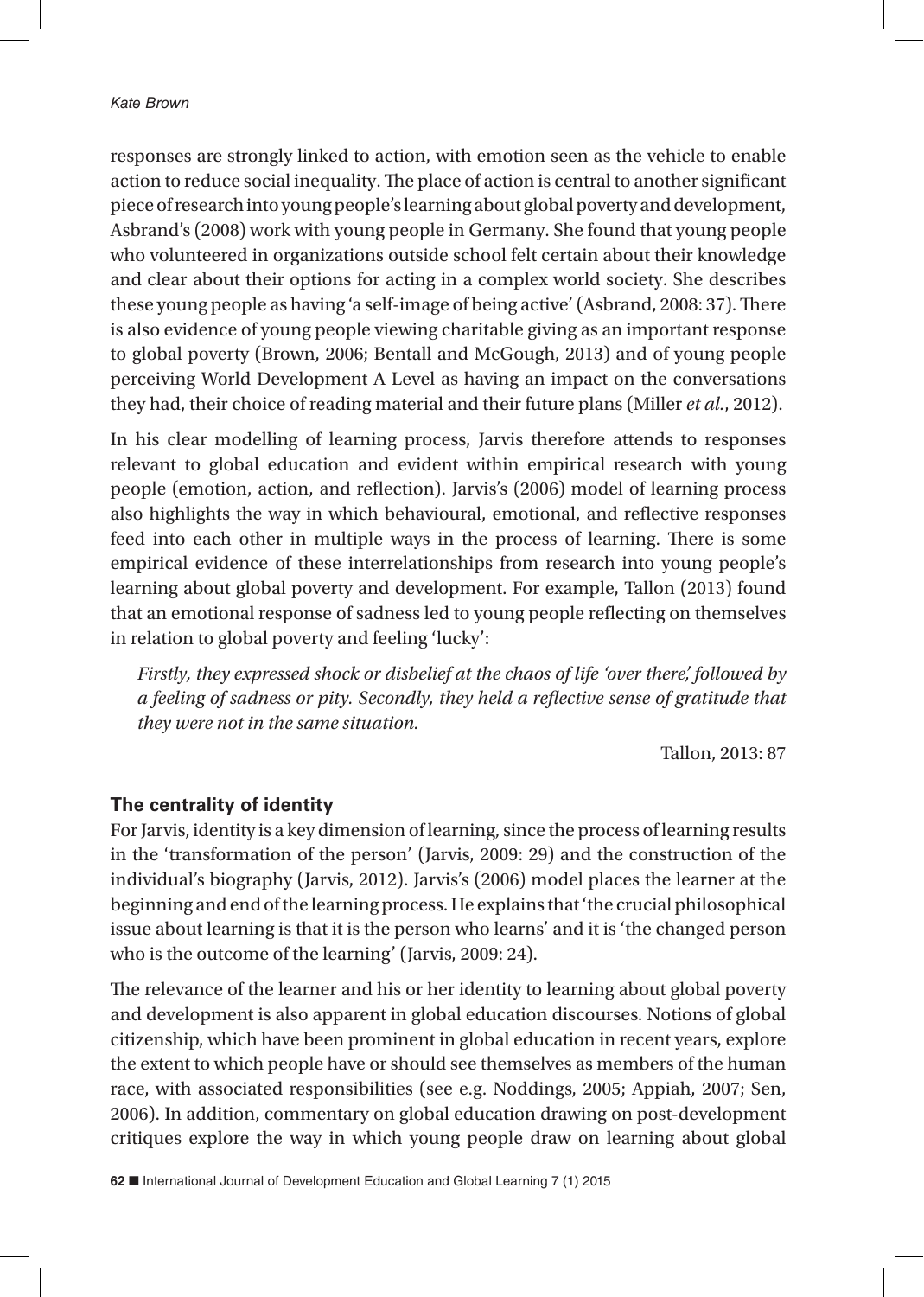responses are strongly linked to action, with emotion seen as the vehicle to enable action to reduce social inequality. The place of action is central to another significant piece of research into young people's learning about global poverty and development, Asbrand's (2008) work with young people in Germany. She found that young people who volunteered in organizations outside school felt certain about their knowledge and clear about their options for acting in a complex world society. She describes these young people as having 'a self-image of being active' (Asbrand, 2008: 37). There is also evidence of young people viewing charitable giving as an important response to global poverty (Brown, 2006; Bentall and McGough, 2013) and of young people perceiving World Development A Level as having an impact on the conversations they had, their choice of reading material and their future plans (Miller *et al.*, 2012).

In his clear modelling of learning process, Jarvis therefore attends to responses relevant to global education and evident within empirical research with young people (emotion, action, and reflection). Jarvis's (2006) model of learning process also highlights the way in which behavioural, emotional, and reflective responses feed into each other in multiple ways in the process of learning. There is some empirical evidence of these interrelationships from research into young people's learning about global poverty and development. For example, Tallon (2013) found that an emotional response of sadness led to young people reflecting on themselves in relation to global poverty and feeling 'lucky':

> *Firstly, they expressed shock or disbelief at the chaos of life 'over there,' followed by a feeling of sadness or pity. Secondly, they held a reflective sense of gratitude that they were not in the same situation.*
>
> Tallon, 2013: 87

### The centrality of identity

For Jarvis, identity is a key dimension of learning, since the process of learning results in the 'transformation of the person' (Jarvis, 2009: 29) and the construction of the individual's biography (Jarvis, 2012). Jarvis's (2006) model places the learner at the beginning and end of the learning process. He explains that 'the crucial philosophical issue about learning is that it is the person who learns' and it is 'the changed person who is the outcome of the learning' (Jarvis, 2009: 24).

The relevance of the learner and his or her identity to learning about global poverty and development is also apparent in global education discourses. Notions of global citizenship, which have been prominent in global education in recent years, explore the extent to which people have or should see themselves as members of the human race, with associated responsibilities (see e.g. Noddings, 2005; Appiah, 2007; Sen, 2006). In addition, commentary on global education drawing on post-development critiques explore the way in which young people draw on learning about global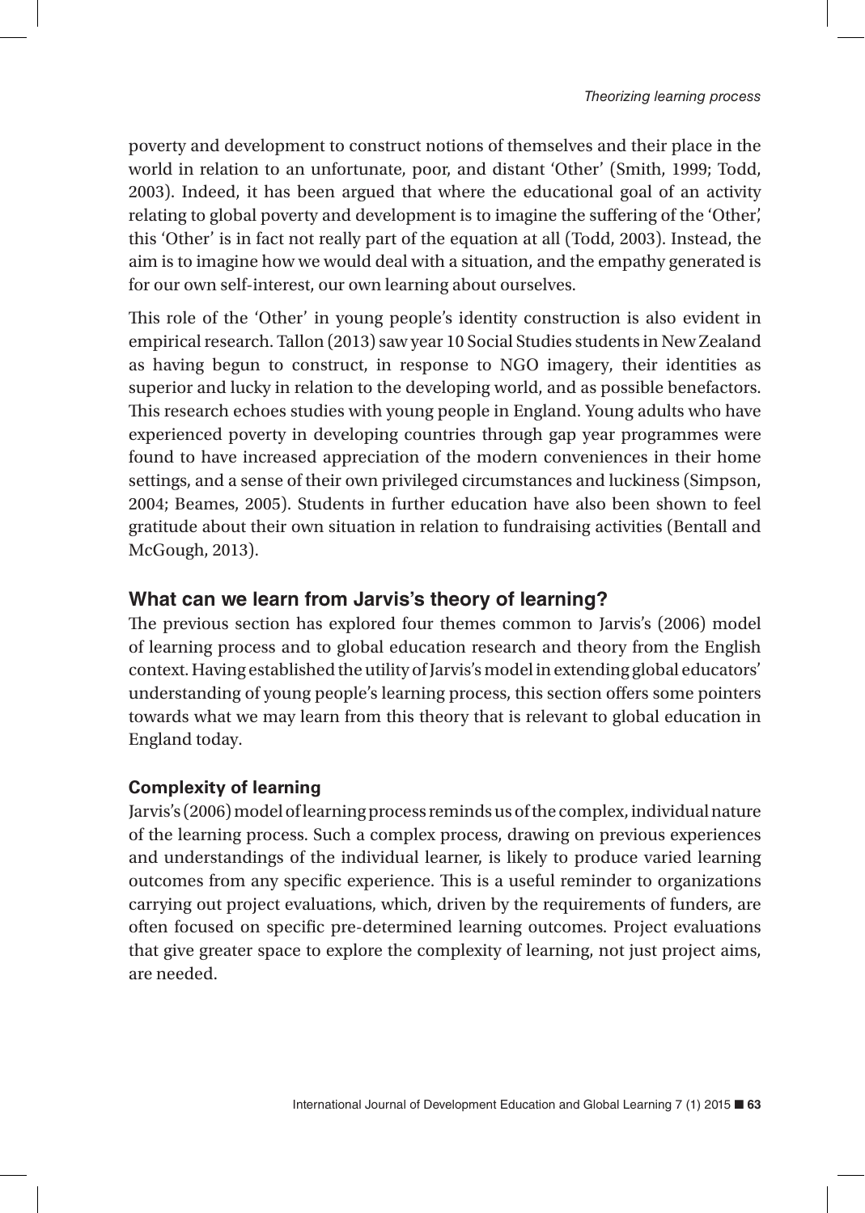poverty and development to construct notions of themselves and their place in the world in relation to an unfortunate, poor, and distant 'Other' (Smith, 1999; Todd, 2003). Indeed, it has been argued that where the educational goal of an activity relating to global poverty and development is to imagine the suffering of the 'Other', this 'Other' is in fact not really part of the equation at all (Todd, 2003). Instead, the aim is to imagine how we would deal with a situation, and the empathy generated is for our own self-interest, our own learning about ourselves.

This role of the 'Other' in young people's identity construction is also evident in empirical research. Tallon (2013) saw year 10 Social Studies students in New Zealand as having begun to construct, in response to NGO imagery, their identities as superior and lucky in relation to the developing world, and as possible benefactors. This research echoes studies with young people in England. Young adults who have experienced poverty in developing countries through gap year programmes were found to have increased appreciation of the modern conveniences in their home settings, and a sense of their own privileged circumstances and luckiness (Simpson, 2004; Beames, 2005). Students in further education have also been shown to feel gratitude about their own situation in relation to fundraising activities (Bentall and McGough, 2013).

## What can we learn from Jarvis's theory of learning?

The previous section has explored four themes common to Jarvis's (2006) model of learning process and to global education research and theory from the English context. Having established the utility of Jarvis's model in extending global educators' understanding of young people's learning process, this section offers some pointers towards what we may learn from this theory that is relevant to global education in England today.

### Complexity of learning

Jarvis's (2006) model of learning process reminds us of the complex, individual nature of the learning process. Such a complex process, drawing on previous experiences and understandings of the individual learner, is likely to produce varied learning outcomes from any specific experience. This is a useful reminder to organizations carrying out project evaluations, which, driven by the requirements of funders, are often focused on specific pre-determined learning outcomes. Project evaluations that give greater space to explore the complexity of learning, not just project aims, are needed.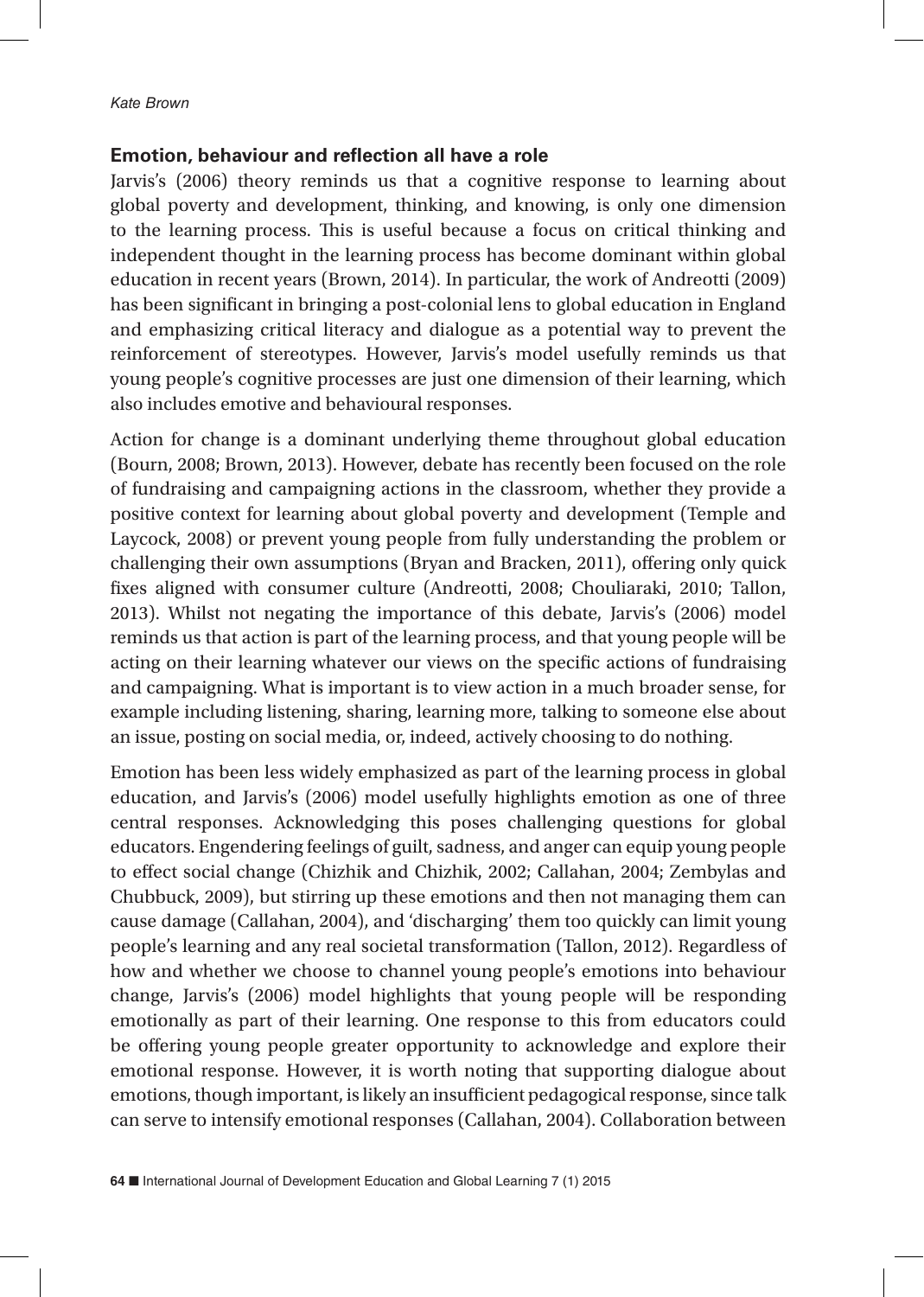### Emotion, behaviour and reflection all have a role

Jarvis's (2006) theory reminds us that a cognitive response to learning about global poverty and development, thinking, and knowing, is only one dimension to the learning process. This is useful because a focus on critical thinking and independent thought in the learning process has become dominant within global education in recent years (Brown, 2014). In particular, the work of Andreotti (2009) has been significant in bringing a post-colonial lens to global education in England and emphasizing critical literacy and dialogue as a potential way to prevent the reinforcement of stereotypes. However, Jarvis's model usefully reminds us that young people's cognitive processes are just one dimension of their learning, which also includes emotive and behavioural responses.

Action for change is a dominant underlying theme throughout global education (Bourn, 2008; Brown, 2013). However, debate has recently been focused on the role of fundraising and campaigning actions in the classroom, whether they provide a positive context for learning about global poverty and development (Temple and Laycock, 2008) or prevent young people from fully understanding the problem or challenging their own assumptions (Bryan and Bracken, 2011), offering only quick fixes aligned with consumer culture (Andreotti, 2008; Chouliaraki, 2010; Tallon, 2013). Whilst not negating the importance of this debate, Jarvis's (2006) model reminds us that action is part of the learning process, and that young people will be acting on their learning whatever our views on the specific actions of fundraising and campaigning. What is important is to view action in a much broader sense, for example including listening, sharing, learning more, talking to someone else about an issue, posting on social media, or, indeed, actively choosing to do nothing.

Emotion has been less widely emphasized as part of the learning process in global education, and Jarvis's (2006) model usefully highlights emotion as one of three central responses. Acknowledging this poses challenging questions for global educators. Engendering feelings of guilt, sadness, and anger can equip young people to effect social change (Chizhik and Chizhik, 2002; Callahan, 2004; Zembylas and Chubbuck, 2009), but stirring up these emotions and then not managing them can cause damage (Callahan, 2004), and 'discharging' them too quickly can limit young people's learning and any real societal transformation (Tallon, 2012). Regardless of how and whether we choose to channel young people's emotions into behaviour change, Jarvis's (2006) model highlights that young people will be responding emotionally as part of their learning. One response to this from educators could be offering young people greater opportunity to acknowledge and explore their emotional response. However, it is worth noting that supporting dialogue about emotions, though important, is likely an insufficient pedagogical response, since talk can serve to intensify emotional responses (Callahan, 2004). Collaboration between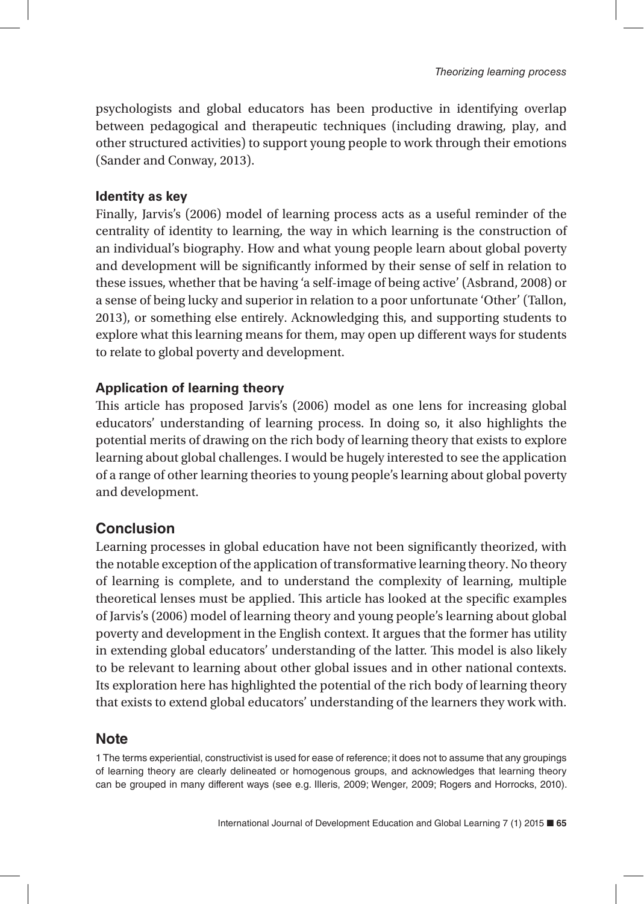psychologists and global educators has been productive in identifying overlap between pedagogical and therapeutic techniques (including drawing, play, and other structured activities) to support young people to work through their emotions (Sander and Conway, 2013).

### Identity as key

Finally, Jarvis's (2006) model of learning process acts as a useful reminder of the centrality of identity to learning, the way in which learning is the construction of an individual's biography. How and what young people learn about global poverty and development will be significantly informed by their sense of self in relation to these issues, whether that be having 'a self-image of being active' (Asbrand, 2008) or a sense of being lucky and superior in relation to a poor unfortunate 'Other' (Tallon, 2013), or something else entirely. Acknowledging this, and supporting students to explore what this learning means for them, may open up different ways for students to relate to global poverty and development.

### Application of learning theory

This article has proposed Jarvis's (2006) model as one lens for increasing global educators' understanding of learning process. In doing so, it also highlights the potential merits of drawing on the rich body of learning theory that exists to explore learning about global challenges. I would be hugely interested to see the application of a range of other learning theories to young people's learning about global poverty and development.

## Conclusion

Learning processes in global education have not been significantly theorized, with the notable exception of the application of transformative learning theory. No theory of learning is complete, and to understand the complexity of learning, multiple theoretical lenses must be applied. This article has looked at the specific examples of Jarvis's (2006) model of learning theory and young people's learning about global poverty and development in the English context. It argues that the former has utility in extending global educators' understanding of the latter. This model is also likely to be relevant to learning about other global issues and in other national contexts. Its exploration here has highlighted the potential of the rich body of learning theory that exists to extend global educators' understanding of the learners they work with.

## Note

1 The terms experiential, constructivist is used for ease of reference; it does not to assume that any groupings of learning theory are clearly delineated or homogenous groups, and acknowledges that learning theory can be grouped in many different ways (see e.g. Illeris, 2009; Wenger, 2009; Rogers and Horrocks, 2010).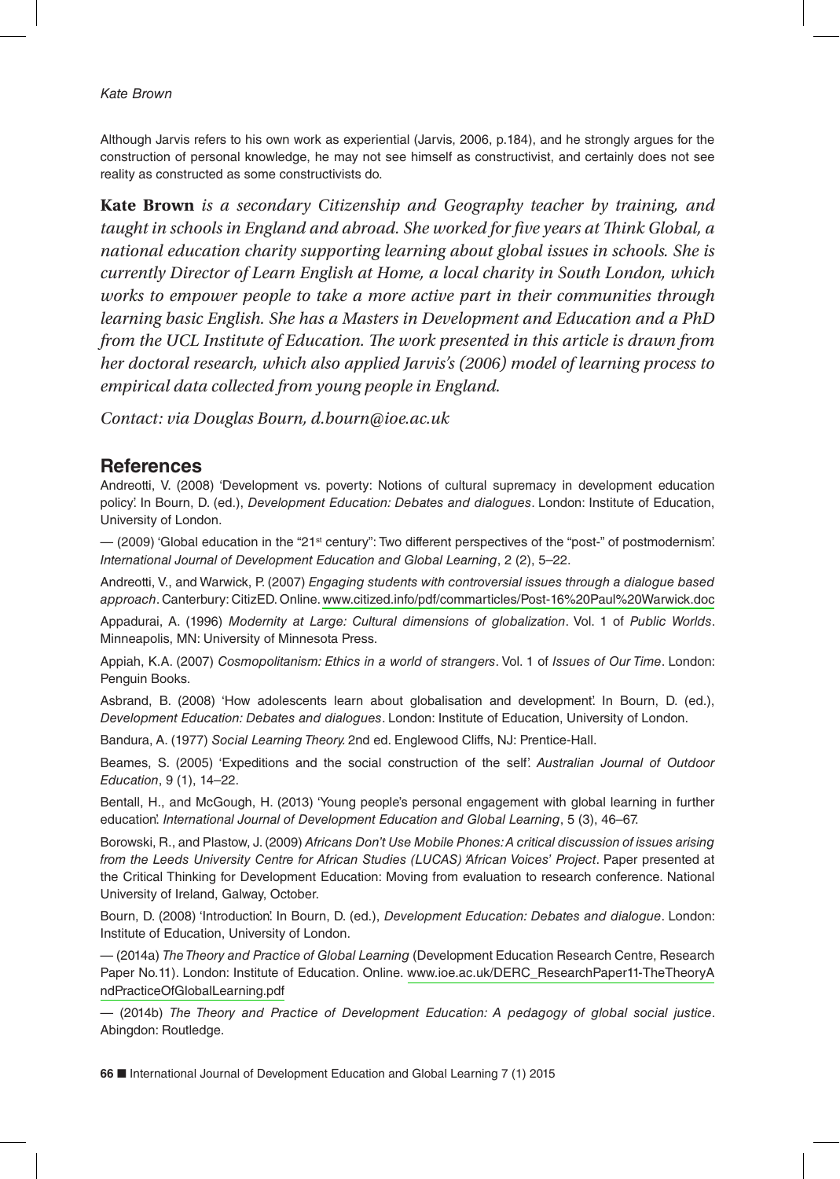Although Jarvis refers to his own work as experiential (Jarvis, 2006, p.184), and he strongly argues for the construction of personal knowledge, he may not see himself as constructivist, and certainly does not see reality as constructed as some constructivists do.

**Kate Brown** *is a secondary Citizenship and Geography teacher by training, and taught in schools in England and abroad. She worked for five years at Think Global, a national education charity supporting learning about global issues in schools. She is currently Director of Learn English at Home, a local charity in South London, which works to empower people to take a more active part in their communities through learning basic English. She has a Masters in Development and Education and a PhD from the UCL Institute of Education. The work presented in this article is drawn from her doctoral research, which also applied Jarvis's (2006) model of learning process to empirical data collected from young people in England.*

*Contact: via Douglas Bourn, d.bourn@ioe.ac.uk*

## References

Andreotti, V. (2008) 'Development vs. poverty: Notions of cultural supremacy in development education policy'. In Bourn, D. (ed.), *Development Education: Debates and dialogues*. London: Institute of Education, University of London.

— (2009) 'Global education in the "21st century": Two different perspectives of the "post-" of postmodernism'. *International Journal of Development Education and Global Learning*, 2 (2), 5–22.

Andreotti, V., and Warwick, P. (2007) *Engaging students with controversial issues through a dialogue based approach*. Canterbury: CitizED. Online. www.citized.info/pdf/commarticles/Post-16%20Paul%20Warwick.doc

Appadurai, A. (1996) *Modernity at Large: Cultural dimensions of globalization*. Vol. 1 of *Public Worlds*. Minneapolis, MN: University of Minnesota Press.

Appiah, K.A. (2007) *Cosmopolitanism: Ethics in a world of strangers*. Vol. 1 of *Issues of Our Time*. London: Penguin Books.

Asbrand, B. (2008) 'How adolescents learn about globalisation and development'. In Bourn, D. (ed.), *Development Education: Debates and dialogues*. London: Institute of Education, University of London.

Bandura, A. (1977) *Social Learning Theory.* 2nd ed. Englewood Cliffs, NJ: Prentice-Hall.

Beames, S. (2005) 'Expeditions and the social construction of the self'. *Australian Journal of Outdoor Education*, 9 (1), 14–22.

Bentall, H., and McGough, H. (2013) 'Young people's personal engagement with global learning in further education'. *International Journal of Development Education and Global Learning*, 5 (3), 46–67.

Borowski, R., and Plastow, J. (2009) *Africans Don't Use Mobile Phones: A critical discussion of issues arising from the Leeds University Centre for African Studies (LUCAS) 'African Voices' Project*. Paper presented at the Critical Thinking for Development Education: Moving from evaluation to research conference. National University of Ireland, Galway, October.

Bourn, D. (2008) 'Introduction'. In Bourn, D. (ed.), *Development Education: Debates and dialogue*. London: Institute of Education, University of London.

— (2014a) *The Theory and Practice of Global Learning* (Development Education Research Centre, Research Paper No.11). London: Institute of Education. Online. www.ioe.ac.uk/DERC_ResearchPaper11-TheTheoryAndPracticeOfGlobalLearning.pdf

— (2014b) *The Theory and Practice of Development Education: A pedagogy of global social justice*. Abingdon: Routledge.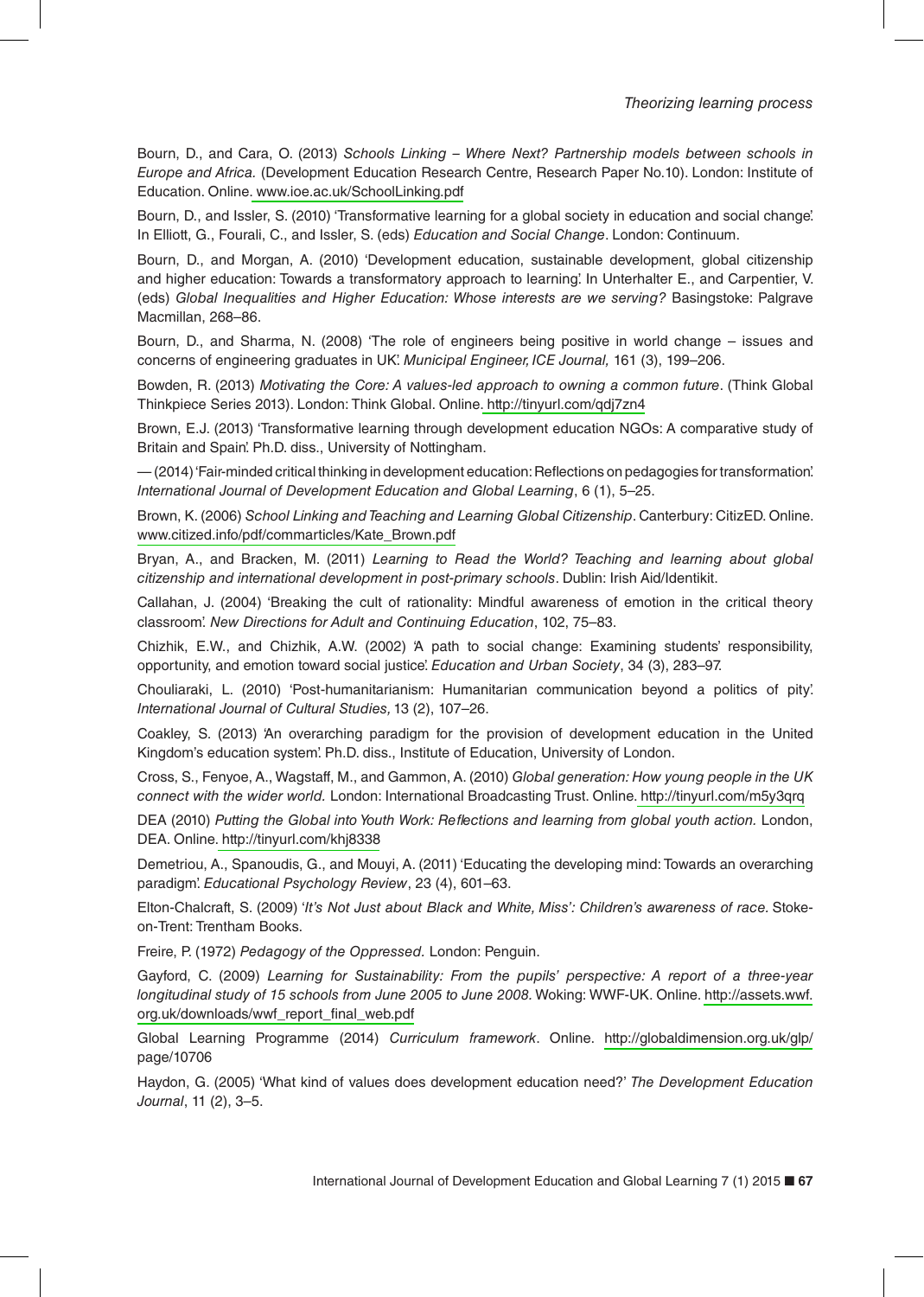Bourn, D., and Cara, O. (2013) *Schools Linking – Where Next? Partnership models between schools in Europe and Africa.* (Development Education Research Centre, Research Paper No.10). London: Institute of Education. Online. www.ioe.ac.uk/SchoolLinking.pdf

Bourn, D., and Issler, S. (2010) 'Transformative learning for a global society in education and social change'. In Elliott, G., Fourali, C., and Issler, S. (eds) *Education and Social Change*. London: Continuum.

Bourn, D., and Morgan, A. (2010) 'Development education, sustainable development, global citizenship and higher education: Towards a transformatory approach to learning'. In Unterhalter E., and Carpentier, V. (eds) *Global Inequalities and Higher Education: Whose interests are we serving?* Basingstoke: Palgrave Macmillan, 268–86.

Bourn, D., and Sharma, N. (2008) 'The role of engineers being positive in world change – issues and concerns of engineering graduates in UK'. *Municipal Engineer, ICE Journal,* 161 (3), 199–206.

Bowden, R. (2013) *Motivating the Core: A values-led approach to owning a common future*. (Think Global Thinkpiece Series 2013). London: Think Global. Online. http://tinyurl.com/qdj7zn4

Brown, E.J. (2013) 'Transformative learning through development education NGOs: A comparative study of Britain and Spain'. Ph.D. diss., University of Nottingham.

— (2014) 'Fair-minded critical thinking in development education: Reflections on pedagogies for transformation'. *International Journal of Development Education and Global Learning*, 6 (1), 5–25.

Brown, K. (2006) *School Linking and Teaching and Learning Global Citizenship*. Canterbury: CitizED. Online. www.citized.info/pdf/commarticles/Kate_Brown.pdf

Bryan, A., and Bracken, M. (2011) *Learning to Read the World? Teaching and learning about global citizenship and international development in post-primary schools*. Dublin: Irish Aid/Identikit.

Callahan, J. (2004) 'Breaking the cult of rationality: Mindful awareness of emotion in the critical theory classroom'. *New Directions for Adult and Continuing Education*, 102, 75–83.

Chizhik, E.W., and Chizhik, A.W. (2002) 'A path to social change: Examining students' responsibility, opportunity, and emotion toward social justice'. *Education and Urban Society*, 34 (3), 283–97.

Chouliaraki, L. (2010) 'Post-humanitarianism: Humanitarian communication beyond a politics of pity'. *International Journal of Cultural Studies,* 13 (2), 107–26.

Coakley, S. (2013) 'An overarching paradigm for the provision of development education in the United Kingdom's education system'. Ph.D. diss., Institute of Education, University of London.

Cross, S., Fenyoe, A., Wagstaff, M., and Gammon, A. (2010) *Global generation: How young people in the UK connect with the wider world.* London: International Broadcasting Trust. Online. http://tinyurl.com/m5y3qrq

DEA (2010) *Putting the Global into Youth Work: Reflections and learning from global youth action.* London, DEA. Online. http://tinyurl.com/khj8338

Demetriou, A., Spanoudis, G., and Mouyi, A. (2011) 'Educating the developing mind: Towards an overarching paradigm'. *Educational Psychology Review*, 23 (4), 601–63.

Elton-Chalcraft, S. (2009) '*It's Not Just about Black and White, Miss': Children's awareness of race.* Stoke-on-Trent: Trentham Books.

Freire, P. (1972) *Pedagogy of the Oppressed.* London: Penguin.

Gayford, C. (2009) *Learning for Sustainability: From the pupils' perspective: A report of a three-year longitudinal study of 15 schools from June 2005 to June 2008.* Woking: WWF-UK. Online. http://assets.wwf.org.uk/downloads/wwf_report_final_web.pdf

Global Learning Programme (2014) *Curriculum framework*. Online. http://globaldimension.org.uk/glp/page/10706

Haydon, G. (2005) 'What kind of values does development education need?' *The Development Education Journal*, 11 (2), 3–5.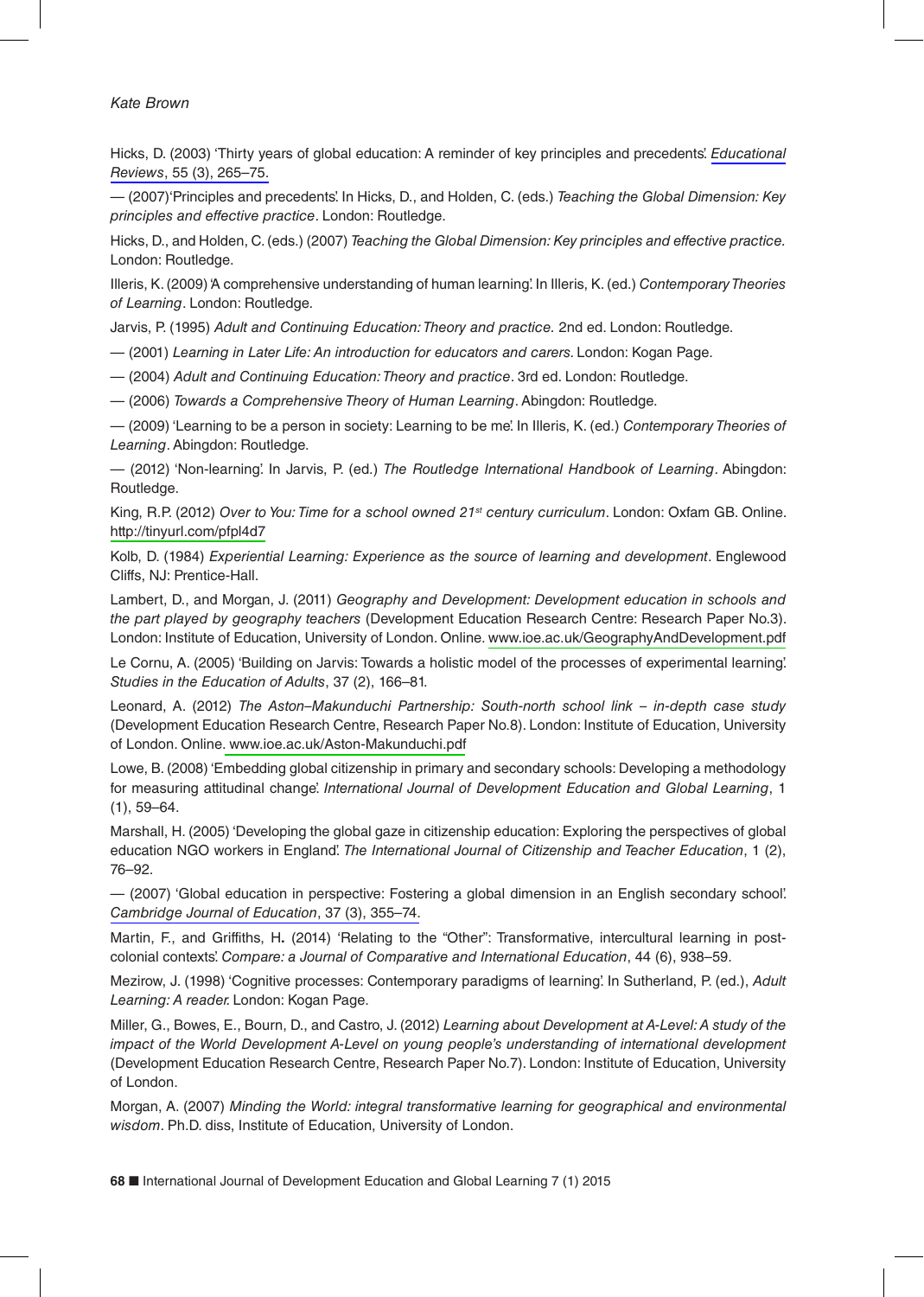Hicks, D. (2003) 'Thirty years of global education: A reminder of key principles and precedents'. *Educational Reviews*, 55 (3), 265–75.

— (2007)'Principles and precedents'. In Hicks, D., and Holden, C. (eds.) *Teaching the Global Dimension: Key principles and effective practice*. London: Routledge.

Hicks, D., and Holden, C. (eds.) (2007) *Teaching the Global Dimension: Key principles and effective practice.* London: Routledge.

Illeris, K. (2009) 'A comprehensive understanding of human learning'. In Illeris, K. (ed.) *Contemporary Theories of Learning*. London: Routledge.

Jarvis, P. (1995) *Adult and Continuing Education: Theory and practice.* 2nd ed. London: Routledge.

— (2001) *Learning in Later Life: An introduction for educators and carers.* London: Kogan Page.

— (2004) *Adult and Continuing Education: Theory and practice*. 3rd ed. London: Routledge.

— (2006) *Towards a Comprehensive Theory of Human Learning*. Abingdon: Routledge.

— (2009) 'Learning to be a person in society: Learning to be me'. In Illeris, K. (ed.) *Contemporary Theories of Learning*. Abingdon: Routledge.

— (2012) 'Non-learning'. In Jarvis, P. (ed.) *The Routledge International Handbook of Learning*. Abingdon: Routledge.

King, R.P. (2012) *Over to You: Time for a school owned 21st century curriculum*. London: Oxfam GB. Online. http://tinyurl.com/pfpl4d7

Kolb, D. (1984) *Experiential Learning: Experience as the source of learning and development*. Englewood Cliffs, NJ: Prentice-Hall.

Lambert, D., and Morgan, J. (2011) *Geography and Development: Development education in schools and the part played by geography teachers* (Development Education Research Centre: Research Paper No.3). London: Institute of Education, University of London. Online. www.ioe.ac.uk/GeographyAndDevelopment.pdf

Le Cornu, A. (2005) 'Building on Jarvis: Towards a holistic model of the processes of experimental learning'. *Studies in the Education of Adults*, 37 (2), 166–81.

Leonard, A. (2012) *The Aston–Makunduchi Partnership: South-north school link – in-depth case study* (Development Education Research Centre, Research Paper No.8). London: Institute of Education, University of London. Online. www.ioe.ac.uk/Aston-Makunduchi.pdf

Lowe, B. (2008) 'Embedding global citizenship in primary and secondary schools: Developing a methodology for measuring attitudinal change'. *International Journal of Development Education and Global Learning*, 1 (1), 59–64.

Marshall, H. (2005) 'Developing the global gaze in citizenship education: Exploring the perspectives of global education NGO workers in England'. *The International Journal of Citizenship and Teacher Education*, 1 (2), 76–92.

— (2007) 'Global education in perspective: Fostering a global dimension in an English secondary school'. *Cambridge Journal of Education*, 37 (3), 355–74.

Martin, F., and Griffiths, H**.** (2014) 'Relating to the "Other": Transformative, intercultural learning in post-colonial contexts'. *Compare: a Journal of Comparative and International Education*, 44 (6), 938–59.

Mezirow, J. (1998) 'Cognitive processes: Contemporary paradigms of learning'. In Sutherland, P. (ed.), *Adult Learning: A reader.* London: Kogan Page.

Miller, G., Bowes, E., Bourn, D., and Castro, J. (2012) *Learning about Development at A-Level: A study of the impact of the World Development A-Level on young people's understanding of international development* (Development Education Research Centre, Research Paper No.7). London: Institute of Education, University of London.

Morgan, A. (2007) *Minding the World: integral transformative learning for geographical and environmental wisdom*. Ph.D. diss, Institute of Education, University of London.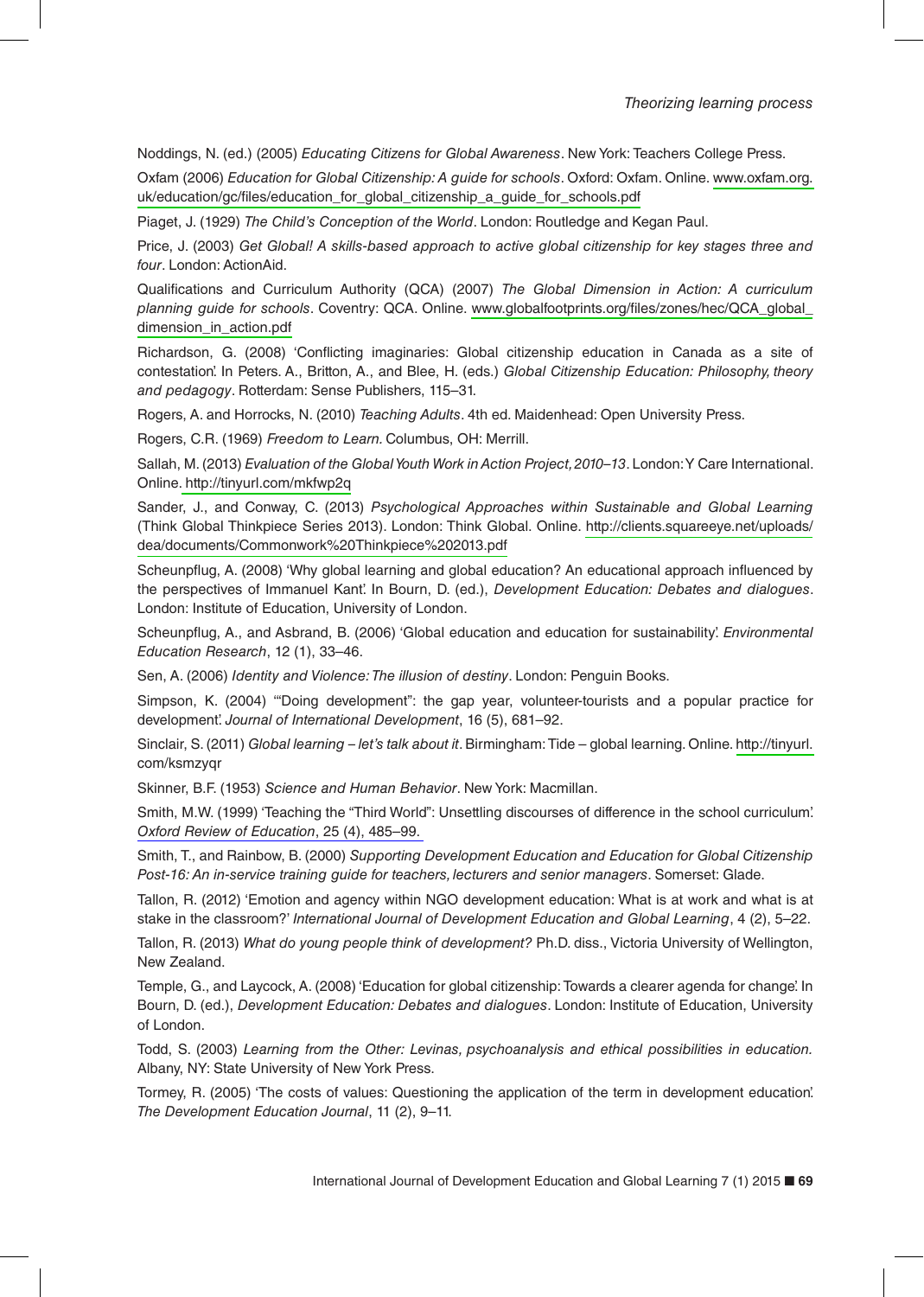Noddings, N. (ed.) (2005) *Educating Citizens for Global Awareness*. New York: Teachers College Press.

Oxfam (2006) *Education for Global Citizenship: A guide for schools*. Oxford: Oxfam. Online. www.oxfam.org.uk/education/gc/files/education_for_global_citizenship_a_guide_for_schools.pdf

Piaget, J. (1929) *The Child's Conception of the World*. London: Routledge and Kegan Paul.

Price, J. (2003) *Get Global! A skills-based approach to active global citizenship for key stages three and four*. London: ActionAid.

Qualifications and Curriculum Authority (QCA) (2007) *The Global Dimension in Action: A curriculum planning guide for schools*. Coventry: QCA. Online. www.globalfootprints.org/files/zones/hec/QCA_global_dimension_in_action.pdf

Richardson, G. (2008) 'Conflicting imaginaries: Global citizenship education in Canada as a site of contestation'. In Peters. A., Britton, A., and Blee, H. (eds.) *Global Citizenship Education: Philosophy, theory and pedagogy*. Rotterdam: Sense Publishers, 115–31.

Rogers, A. and Horrocks, N. (2010) *Teaching Adults*. 4th ed. Maidenhead: Open University Press.

Rogers, C.R. (1969) *Freedom to Learn.* Columbus, OH: Merrill.

Sallah, M. (2013) *Evaluation of the Global Youth Work in Action Project, 2010–13*. London: Y Care International. Online. http://tinyurl.com/mkfwp2q

Sander, J., and Conway, C. (2013) *Psychological Approaches within Sustainable and Global Learning* (Think Global Thinkpiece Series 2013). London: Think Global. Online. http://clients.squareeye.net/uploads/dea/documents/Commonwork%20Thinkpiece%202013.pdf

Scheunpflug, A. (2008) 'Why global learning and global education? An educational approach influenced by the perspectives of Immanuel Kant'. In Bourn, D. (ed.), *Development Education: Debates and dialogues*. London: Institute of Education, University of London.

Scheunpflug, A., and Asbrand, B. (2006) 'Global education and education for sustainability'. *Environmental Education Research*, 12 (1), 33–46.

Sen, A. (2006) *Identity and Violence: The illusion of destiny*. London: Penguin Books.

Simpson, K. (2004) '"Doing development": the gap year, volunteer-tourists and a popular practice for development'. *Journal of International Development*, 16 (5), 681–92.

Sinclair, S. (2011) *Global learning – let's talk about it*. Birmingham: Tide – global learning. Online. http://tinyurl.com/ksmzyqr

Skinner, B.F. (1953) *Science and Human Behavior*. New York: Macmillan.

Smith, M.W. (1999) 'Teaching the "Third World": Unsettling discourses of difference in the school curriculum'. *Oxford Review of Education*, 25 (4), 485–99.

Smith, T., and Rainbow, B. (2000) *Supporting Development Education and Education for Global Citizenship Post-16: An in-service training guide for teachers, lecturers and senior managers*. Somerset: Glade.

Tallon, R. (2012) 'Emotion and agency within NGO development education: What is at work and what is at stake in the classroom?' *International Journal of Development Education and Global Learning*, 4 (2), 5–22.

Tallon, R. (2013) *What do young people think of development?* Ph.D. diss., Victoria University of Wellington, New Zealand.

Temple, G., and Laycock, A. (2008) 'Education for global citizenship: Towards a clearer agenda for change'. In Bourn, D. (ed.), *Development Education: Debates and dialogues*. London: Institute of Education, University of London.

Todd, S. (2003) *Learning from the Other: Levinas, psychoanalysis and ethical possibilities in education.* Albany, NY: State University of New York Press.

Tormey, R. (2005) 'The costs of values: Questioning the application of the term in development education'. *The Development Education Journal*, 11 (2), 9–11.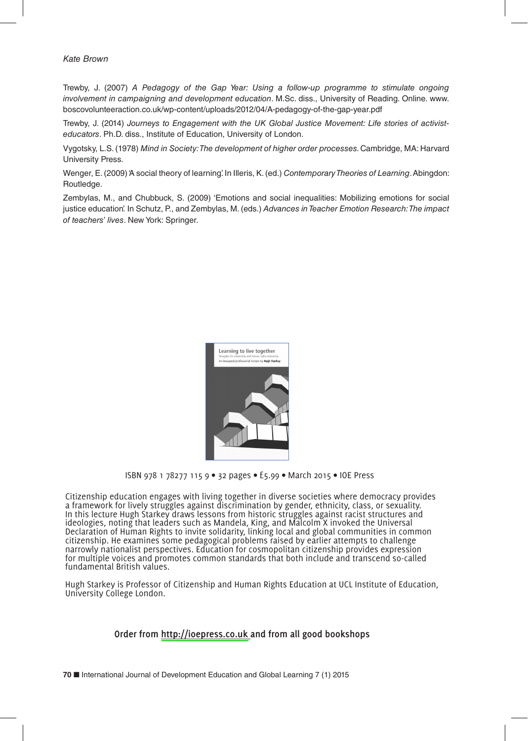Trewby, J. (2007) *A Pedagogy of the Gap Year: Using a follow-up programme to stimulate ongoing involvement in campaigning and development education*. M.Sc. diss., University of Reading. Online. www.boscovolunteeraction.co.uk/wp-content/uploads/2012/04/A-pedagogy-of-the-gap-year.pdf

Trewby, J. (2014) *Journeys to Engagement with the UK Global Justice Movement: Life stories of activist-educators*. Ph.D. diss., Institute of Education, University of London.

Vygotsky, L.S. (1978) *Mind in Society: The development of higher order processes.* Cambridge, MA: Harvard University Press.

Wenger, E. (2009) 'A social theory of learning'. In Illeris, K. (ed.) *Contemporary Theories of Learning*. Abingdon: Routledge.

Zembylas, M., and Chubbuck, S. (2009) 'Emotions and social inequalities: Mobilizing emotions for social justice education'. In Schutz, P., and Zembylas, M. (eds.) *Advances in Teacher Emotion Research: The impact of teachers' lives*. New York: Springer.

Learning to live together

Struggles for citizenship and human rights education

An inaugural professorial lecture by **Hugh Starkey**

ISBN 978 1 78277 115 9 • 32 pages • £5.99 • March 2015 • IOE Press

Citizenship education engages with living together in diverse societies where democracy provides a framework for lively struggles against discrimination by gender, ethnicity, class, or sexuality. In this lecture Hugh Starkey draws lessons from historic struggles against racist structures and ideologies, noting that leaders such as Mandela, King, and Malcolm X invoked the Universal Declaration of Human Rights to invite solidarity, linking local and global communities in common citizenship. He examines some pedagogical problems raised by earlier attempts to challenge narrowly nationalist perspectives. Education for cosmopolitan citizenship provides expression for multiple voices and promotes common standards that both include and transcend so-called fundamental British values.

Hugh Starkey is Professor of Citizenship and Human Rights Education at UCL Institute of Education, University College London.

**Order from http://ioepress.co.uk and from all good bookshops**